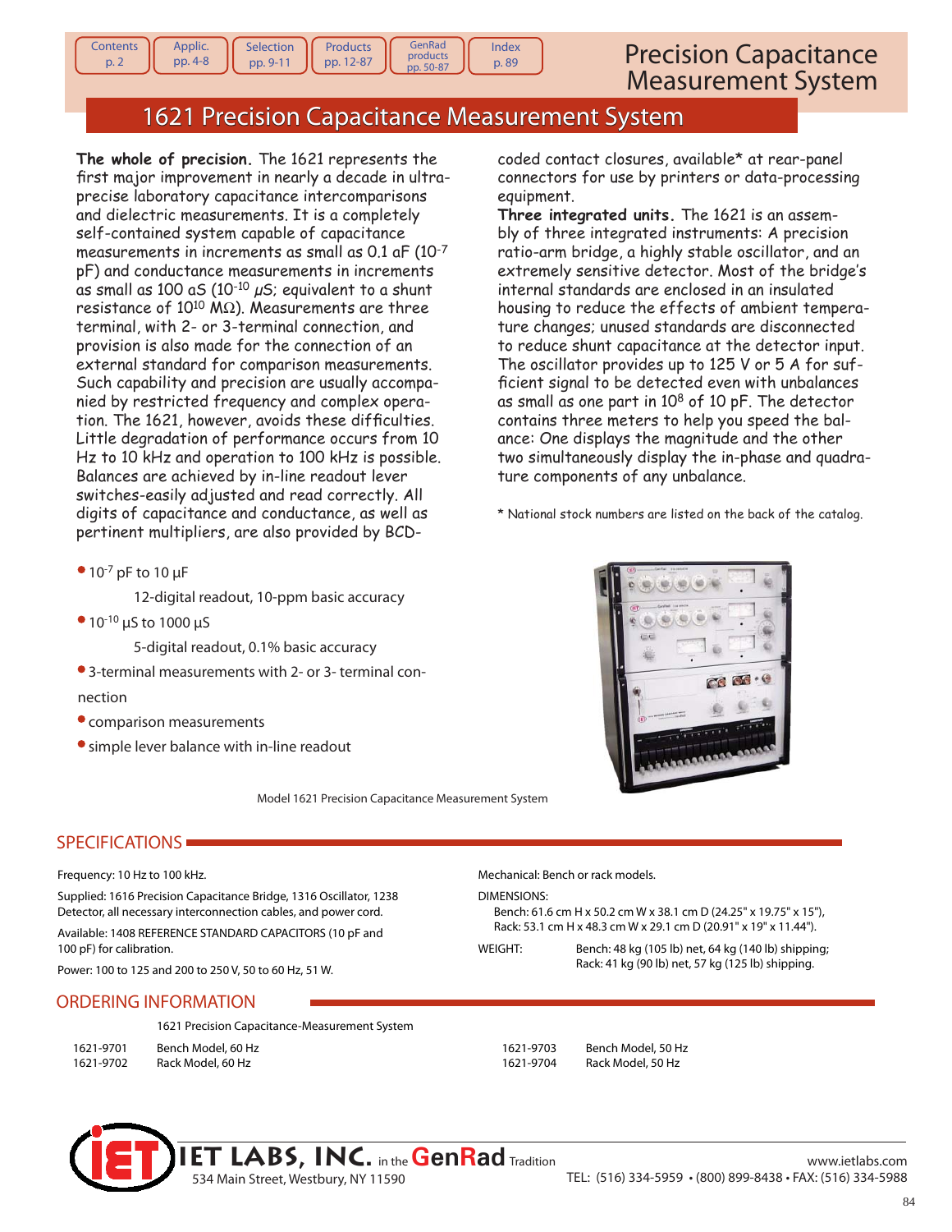# Precision Capacitance Measurement System

## 1621 Precision Capacitance Measurement System

**The whole of precision.** The 1621 represents the first major improvement in nearly a decade in ultra-precise laboratory capacitance intercomparisons and dielectric measurements. It is a completely self-contained system capable of capacitance measurements in increments as small as 0.1 aF ($10^{-7}$ pF) and conductance measurements in increments as small as 100 aS ($10^{-10}$ $\mu$S; equivalent to a shunt resistance of $10^{10}$ MΩ). Measurements are three terminal, with 2- or 3-terminal connection, and provision is also made for the connection of an external standard for comparison measurements. Such capability and precision are usually accompanied by restricted frequency and complex operation. The 1621, however, avoids these difficulties. Little degradation of performance occurs from 10 Hz to 10 kHz and operation to 100 kHz is possible. Balances are achieved by in-line readout lever switches-easily adjusted and read correctly. All digits of capacitance and conductance, as well as pertinent multipliers, are also provided by BCD-coded contact closures, available* at rear-panel connectors for use by printers or data-processing equipment.

**Three integrated units.** The 1621 is an assembly of three integrated instruments: A precision ratio-arm bridge, a highly stable oscillator, and an extremely sensitive detector. Most of the bridge's internal standards are enclosed in an insulated housing to reduce the effects of ambient temperature changes; unused standards are disconnected to reduce shunt capacitance at the detector input. The oscillator provides up to 125 V or 5 A for sufficient signal to be detected even with unbalances as small as one part in $10^8$ of 10 pF. The detector contains three meters to help you speed the balance: One displays the magnitude and the other two simultaneously display the in-phase and quadrature components of any unbalance.

\* National stock numbers are listed on the back of the catalog.

- $10^{-7}$ pF to 10 µF
  12-digital readout, 10-ppm basic accuracy
- $10^{-10}$ µS to 1000 µS
  5-digital readout, 0.1% basic accuracy
- 3-terminal measurements with 2- or 3- terminal connection
- comparison measurements
- simple lever balance with in-line readout

Model 1621 Precision Capacitance Measurement System

## SPECIFICATIONS

Frequency: 10 Hz to 100 kHz.

Supplied: 1616 Precision Capacitance Bridge, 1316 Oscillator, 1238 Detector, all necessary interconnection cables, and power cord.

Available: 1408 REFERENCE STANDARD CAPACITORS (10 pF and 100 pF) for calibration.

Power: 100 to 125 and 200 to 250 V, 50 to 60 Hz, 51 W.

Mechanical: Bench or rack models.

DIMENSIONS:
Bench: 61.6 cm H x 50.2 cm W x 38.1 cm D (24.25" x 19.75" x 15"),
Rack: 53.1 cm H x 48.3 cm W x 29.1 cm D (20.91" x 19" x 11.44").

WEIGHT: Bench: 48 kg (105 lb) net, 64 kg (140 lb) shipping;
Rack: 41 kg (90 lb) net, 57 kg (125 lb) shipping.

## ORDERING INFORMATION

1621 Precision Capacitance-Measurement System

| | |
|---|---|
| 1621-9701 | Bench Model, 60 Hz |
| 1621-9702 | Rack Model, 60 Hz |
| 1621-9703 | Bench Model, 50 Hz |
| 1621-9704 | Rack Model, 50 Hz |

IET LABS, INC. in the GenRad Tradition
534 Main Street, Westbury, NY 11590
www.ietlabs.com
TEL: (516) 334-5959 • (800) 899-8438 • FAX: (516) 334-5988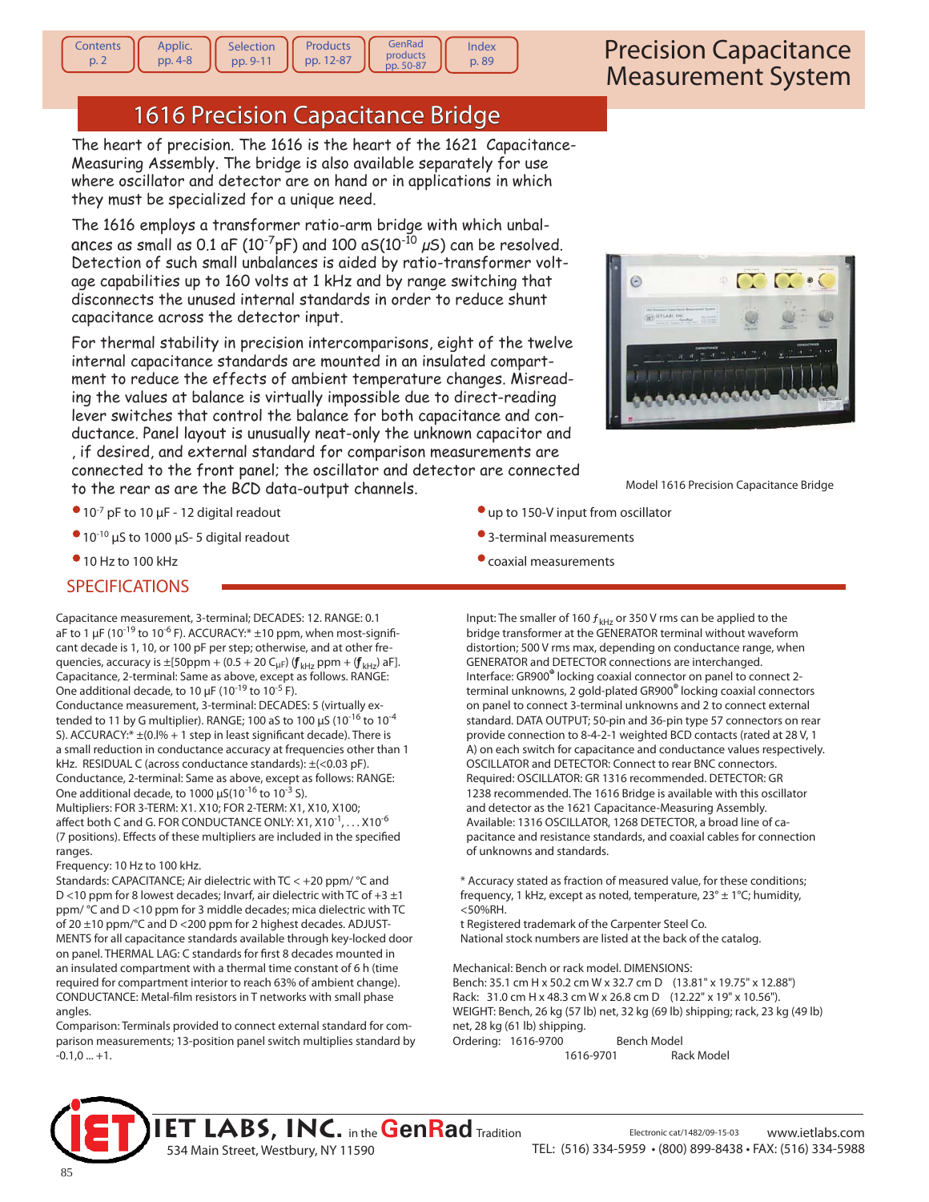# Precision Capacitance Measurement System

## 1616 Precision Capacitance Bridge

The heart of precision. The 1616 is the heart of the 1621 Capacitance-Measuring Assembly. The bridge is also available separately for use where oscillator and detector are on hand or in applications in which they must be specialized for a unique need.

The 1616 employs a transformer ratio-arm bridge with which unbalances as small as 0.1 aF ($10^{-7}$pF) and 100 aS($10^{-10}$ µS) can be resolved. Detection of such small unbalances is aided by ratio-transformer voltage capabilities up to 160 volts at 1 kHz and by range switching that disconnects the unused internal standards in order to reduce shunt capacitance across the detector input.

For thermal stability in precision intercomparisons, eight of the twelve internal capacitance standards are mounted in an insulated compartment to reduce the effects of ambient temperature changes. Misreading the values at balance is virtually impossible due to direct-reading lever switches that control the balance for both capacitance and conductance. Panel layout is unusually neat-only the unknown capacitor and , if desired, and external standard for comparison measurements are connected to the front panel; the oscillator and detector are connected to the rear as are the BCD data-output channels.

Model 1616 Precision Capacitance Bridge

- $10^{-7}$ pF to 10 µF - 12 digital readout
- $10^{-10}$ µS to 1000 µS- 5 digital readout
- 10 Hz to 100 kHz
- up to 150-V input from oscillator
- 3-terminal measurements
- coaxial measurements

## SPECIFICATIONS

Capacitance measurement, 3-terminal; DECADES: 12. RANGE: 0.1 aF to 1 µF ($10^{-19}$ to $10^{-6}$ F). ACCURACY:* ±10 ppm, when most-significant decade is 1, 10, or 100 pF per step; otherwise, and at other frequencies, accuracy is ±[50ppm + (0.5 + 20 $C_{\mu F}$) ($f_{kHz}$ ppm + ($f_{kHz}$) aF]. Capacitance, 2-terminal: Same as above, except as follows. RANGE: One additional decade, to 10 µF ($10^{-19}$ to $10^{-5}$ F).

Conductance measurement, 3-terminal: DECADES: 5 (virtually extended to 11 by G multiplier). RANGE; 100 aS to 100 µS ($10^{-16}$ to $10^{-4}$ S). ACCURACY:* ±(0.l% + 1 step in least significant decade). There is a small reduction in conductance accuracy at frequencies other than 1 kHz. RESIDUAL C (across conductance standards): ±(<0.03 pF). Conductance, 2-terminal: Same as above, except as follows: RANGE: One additional decade, to 1000 µS($10^{-16}$ to $10^{-3}$ S).

Multipliers: FOR 3-TERM: X1. X10; FOR 2-TERM: X1, X10, X100; affect both C and G. FOR CONDUCTANCE ONLY: X1, X$10^{-1}$, . . . X$10^{-6}$ (7 positions). Effects of these multipliers are included in the specified ranges.

Frequency: 10 Hz to 100 kHz.

Standards: CAPACITANCE; Air dielectric with TC < +20 ppm/ °C and D <10 ppm for 8 lowest decades; Invarf, air dielectric with TC of +3 ±1 ppm/ °C and D <10 ppm for 3 middle decades; mica dielectric with TC of 20 ±10 ppm/°C and D <200 ppm for 2 highest decades. ADJUSTMENTS for all capacitance standards available through key-locked door on panel. THERMAL LAG: C standards for first 8 decades mounted in an insulated compartment with a thermal time constant of 6 h (time required for compartment interior to reach 63% of ambient change). CONDUCTANCE: Metal-film resistors in T networks with small phase angles.

Comparison: Terminals provided to connect external standard for comparison measurements; 13-position panel switch multiplies standard by -0.1,0 ... +1.

Input: The smaller of 160 $f_{kHz}$ or 350 V rms can be applied to the bridge transformer at the GENERATOR terminal without waveform distortion; 500 V rms max, depending on conductance range, when GENERATOR and DETECTOR connections are interchanged. Interface: GR900® locking coaxial connector on panel to connect 2-terminal unknowns, 2 gold-plated GR900® locking coaxial connectors on panel to connect 3-terminal unknowns and 2 to connect external standard. DATA OUTPUT; 50-pin and 36-pin type 57 connectors on rear provide connection to 8-4-2-1 weighted BCD contacts (rated at 28 V, 1 A) on each switch for capacitance and conductance values respectively. OSCILLATOR and DETECTOR: Connect to rear BNC connectors. Required: OSCILLATOR: GR 1316 recommended. DETECTOR: GR 1238 recommended. The 1616 Bridge is available with this oscillator and detector as the 1621 Capacitance-Measuring Assembly. Available: 1316 OSCILLATOR, 1268 DETECTOR, a broad line of capacitance and resistance standards, and coaxial cables for connection of unknowns and standards.

\* Accuracy stated as fraction of measured value, for these conditions; frequency, 1 kHz, except as noted, temperature, 23° ± 1°C; humidity, <50%RH.

t Registered trademark of the Carpenter Steel Co.

National stock numbers are listed at the back of the catalog.

Mechanical: Bench or rack model. DIMENSIONS:
Bench: 35.1 cm H x 50.2 cm W x 32.7 cm D (13.81" x 19.75" x 12.88")
Rack: 31.0 cm H x 48.3 cm W x 26.8 cm D (12.22" x 19" x 10.56").
WEIGHT: Bench, 26 kg (57 lb) net, 32 kg (69 lb) shipping; rack, 23 kg (49 lb) net, 28 kg (61 lb) shipping.

| Ordering: | | |
|---|---|---|
| | 1616-9700 | Bench Model |
| | 1616-9701 | Rack Model |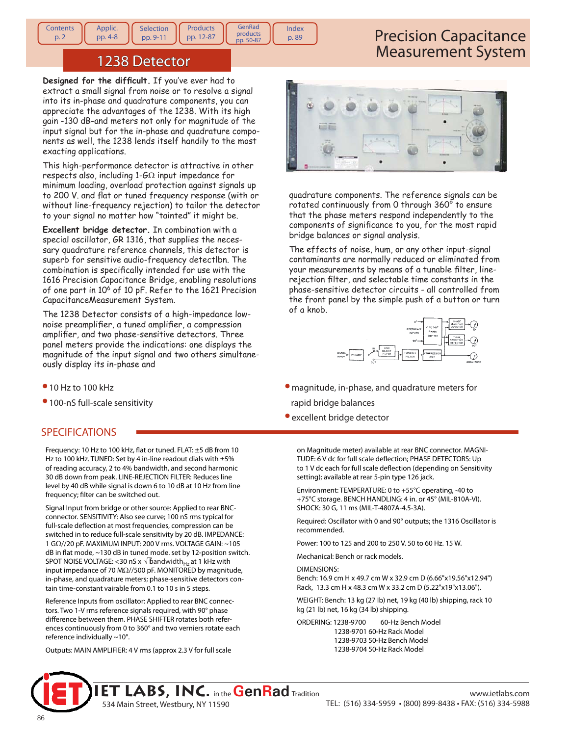# Precision Capacitance Measurement System

## 1238 Detector

**Designed for the difficult.** If you've ever had to extract a small signal from noise or to resolve a signal into its in-phase and quadrature components, you can appreciate the advantages of the 1238. With its high gain -130 dB-and meters not only for magnitude of the input signal but for the in-phase and quadrature components as well, the 1238 lends itself handily to the most exacting applications.

This high-performance detector is attractive in other respects also, including 1-GΩ input impedance for minimum loading, overload protection against signals up to 200 V. and flat or tuned frequency response (with or without line-frequency rejection) to tailor the detector to your signal no matter how "tainted" it might be.

**Excellent bridge detector.** In combination with a special oscillator, GR 1316, that supplies the necessary quadrature reference channels, this detector is superb for sensitive audio-frequency detectlbn. The combination is specifically intended for use with the 1616 Precision Capacitance Bridge, enabling resolutions of one part in $10^6$ of 10 pF. Refer to the 1621 Precision CapacitanceMeasurement System.

The 1238 Detector consists of a high-impedance low-noise preamplifier, a tuned amplifier, a compression amplifier, and two phase-sensitive detectors. Three panel meters provide the indications: one displays the magnitude of the input signal and two others simultaneously display its in-phase and quadrature components. The reference signals can be rotated continuously from 0 through 360° to ensure that the phase meters respond independently to the components of significance to you, for the most rapid bridge balances or signal analysis.

The effects of noise, hum, or any other input-signal contaminants are normally reduced or eliminated from your measurements by means of a tunable filter, line-rejection filter, and selectable time constants in the phase-sensitive detector circuits - all controlled from the front panel by the simple push of a button or turn of a knob.

- 10 Hz to 100 kHz
- 100-nS full-scale sensitivity
- magnitude, in-phase, and quadrature meters for rapid bridge balances
- excellent bridge detector

## SPECIFICATIONS

Frequency: 10 Hz to 100 kHz, flat or tuned. FLAT: ±5 dB from 10 Hz to 100 kHz. TUNED: Set by 4 in-line readout dials with ±5% of reading accuracy, 2 to 4% bandwidth, and second harmonic 30 dB down from peak. LINE-REJECTION FILTER: Reduces line level by 40 dB while signal is down 6 to 10 dB at 10 Hz from line frequency; filter can be switched out.

Signal Input from bridge or other source: Applied to rear BNC-connector. SENSITIVITY: Also see curve; 100 nS rms typical for full-scale deflection at most frequencies, compression can be switched in to reduce full-scale sensitivity by 20 dB. IMPEDANCE: 1 GΩ//20 pF. MAXIMUM INPUT: 200 V rms. VOLTAGE GAIN: ~105 dB in flat mode, ~130 dB in tuned mode. set by 12-position switch. SPOT NOISE VOLTAGE: <30 nS x $\sqrt{\text{bandwidth}_{Hz}}$ at 1 kHz with input impedance of 70 MΩ//500 pF. MONITORED by magnitude, in-phase, and quadrature meters; phase-sensitive detectors contain time-constant vairable from 0.1 to 10 s in 5 steps.

Reference Inputs from oscillator: Applied to rear BNC connectors. Two 1-V rms reference signals required, with 90° phase difference between them. PHASE SHIFTER rotates both references continuously from 0 to 360° and two verniers rotate each reference individually ~10°.

Outputs: MAIN AMPLIFIER: 4 V rms (approx 2.3 V for full scale on Magnitude meter) available at rear BNC connector. MAGNITUDE: 6 V dc for full scale deflection; PHASE DETECTORS: Up to 1 V dc each for full scale deflection (depending on Sensitivity setting); available at rear 5-pin type 126 jack.

Environment: TEMPERATURE: 0 to +55°C operating, -40 to +75°C storage. BENCH HANDLING: 4 in. or 45° (MIL-810A-VI). SHOCK: 30 G, 11 ms (MIL-T-4807A-4.5-3A).

Required: Oscillator with 0 and 90° outputs; the 1316 Oscillator is recommended.

Power: 100 to 125 and 200 to 250 V. 50 to 60 Hz. 15 W.

Mechanical: Bench or rack models.

DIMENSIONS:
Bench: 16.9 cm H x 49.7 cm W x 32.9 cm D (6.66"x19.56"x12.94")
Rack, 13.3 cm H x 48.3 cm W x 33.2 cm D (5.22"x19"x13.06").

WEIGHT: Bench: 13 kg (27 lb) net, 19 kg (40 lb) shipping, rack 10 kg (21 lb) net, 16 kg (34 lb) shipping.

ORDERING:
1238-9700 60-Hz Bench Model
1238-9701 60-Hz Rack Model
1238-9703 50-Hz Bench Model
1238-9704 50-Hz Rack Model

IET LABS, INC. in the GenRad Tradition
534 Main Street, Westbury, NY 11590
www.ietlabs.com
TEL: (516) 334-5959 • (800) 899-8438 • FAX: (516) 334-5988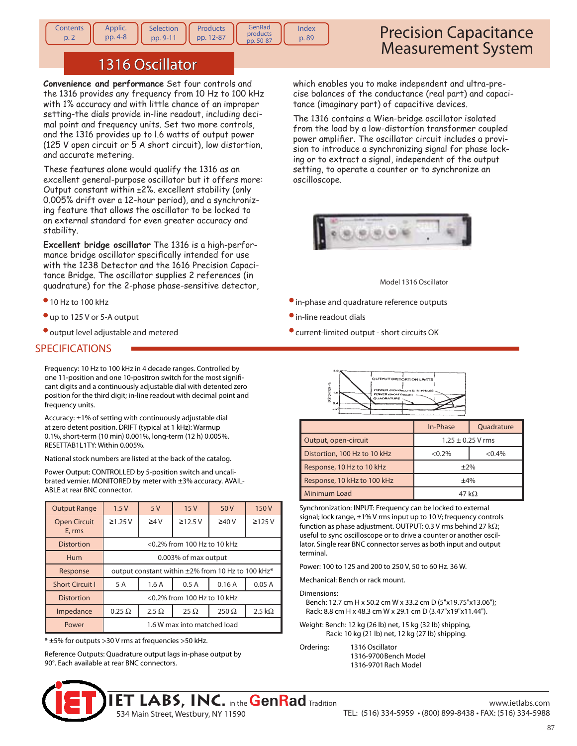Contents p. 2 | Applic. pp. 4-8 | Selection pp. 9-11 | Products pp. 12-87 | GenRad products pp. 50-87 | Index p. 89

# Precision Capacitance Measurement System

## 1316 Oscillator

**Convenience and performance** Set four controls and the 1316 provides any frequency from 10 Hz to 100 kHz with 1% accuracy and with little chance of an improper setting-the dials provide in-line readout, including decimal point and frequency units. Set two more controls, and the 1316 provides up to l.6 watts of output power (125 V open circuit or 5 A short circuit), low distortion, and accurate metering.

These features alone would qualify the 1316 as an excellent general-purpose oscillator but it offers more: Output constant within ±2%. excellent stability (only 0.005% drift over a 12-hour period), and a synchronizing feature that allows the oscillator to be locked to an external standard for even greater accuracy and stability.

**Excellent bridge oscillator** The 1316 is a high-performance bridge oscillator specifically intended for use with the 1238 Detector and the 1616 Precision Capacitance Bridge. The oscillator supplies 2 references (in quadrature) for the 2-phase phase-sensitive detector, which enables you to make independent and ultra-precise balances of the conductance (real part) and capacitance (imaginary part) of capacitive devices.

The 1316 contains a Wien-bridge oscillator isolated from the load by a low-distortion transformer coupled power amplifier. The oscillator circuit includes a provision to introduce a synchronizing signal for phase locking or to extract a signal, independent of the output setting, to operate a counter or to synchronize an oscilloscope.

Model 1316 Oscillator

- 10 Hz to 100 kHz
- up to 125 V or 5-A output
- output level adjustable and metered
- in-phase and quadrature reference outputs
- in-line readout dials
- current-limited output - short circuits OK

## SPECIFICATIONS

Frequency: 10 Hz to 100 kHz in 4 decade ranges. Controlled by one 11-position and one 10-positron switch for the most significant digits and a continuously adjustable dial with detented zero position for the third digit; in-line readout with decimal point and frequency units.

Accuracy: ±1% of setting with continuously adjustable dial at zero detent position. DRIFT (typical at 1 kHz): Warmup 0.1%, short-term (10 min) 0.001%, long-term (12 h) 0.005%. RESETTAB1L1TY: Within 0.005%.

National stock numbers are listed at the back of the catalog.

Power Output: CONTROLLED by 5-position switch and uncalibrated vernier. MONITORED by meter with ±3% accuracy. AVAILABLE at rear BNC connector.

| Output Range | 1.5 V | 5 V | 15 V | 50 V | 150 V |
|---|---|---|---|---|---|
| Open Circuit E, rms | ≥1.25 V | ≥4 V | ≥12.5 V | ≥40 V | ≥125 V |
| Distortion | <0.2% from 100 Hz to 10 kHz | | | | |
| Hum | 0.003% of max output | | | | |
| Response | output constant within ±2% from 10 Hz to 100 kHz* | | | | |
| Short Circuit I | 5 A | 1.6 A | 0.5 A | 0.16 A | 0.05 A |
| Distortion | <0.2% from 100 Hz to 10 kHz | | | | |
| Impedance | 0.25 Ω | 2.5 Ω | 25 Ω | 250 Ω | 2.5 kΩ |
| Power | 1.6 W max into matched load | | | | |

* ±5% for outputs >30 V rms at frequencies >50 kHz.

Reference Outputs: Quadrature output lags in-phase output by 90°. Each available at rear BNC connectors.

OUTPUT DISTORTION LIMITS
POWER (OPEN CIRCUIT) & IN-PHASE
POWER (SHORT CIRCUIT)
QUADRATURE
DISTORTION-%
2.0
1.0
0.4
0.2

| | In-Phase | Quadrature |
|---|---|---|
| Output, open-circuit | 1.25 ± 0.25 V rms | |
| Distortion, 100 Hz to 10 kHz | <0.2% | <0.4% |
| Response, 10 Hz to 10 kHz | ±2% | |
| Response, 10 kHz to 100 kHz | ±4% | |
| Minimum Load | 47 kΩ | |

Synchronization: INPUT: Frequency can be locked to external signal; lock range, ±1% V rms input up to 10 V; frequency controls function as phase adjustment. OUTPUT: 0.3 V rms behind 27 kΩ; useful to sync oscilloscope or to drive a counter or another oscillator. Single rear BNC connector serves as both input and output terminal.

Power: 100 to 125 and 200 to 250 V, 50 to 60 Hz. 36 W.

Mechanical: Bench or rack mount.

Dimensions:
Bench: 12.7 cm H x 50.2 cm W x 33.2 cm D (5"x19.75"x13.06");
Rack: 8.8 cm H x 48.3 cm W x 29.1 cm D (3.47"x19"x11.44").

Weight: Bench: 12 kg (26 lb) net, 15 kg (32 lb) shipping,
Rack: 10 kg (21 lb) net, 12 kg (27 lb) shipping.

Ordering:
1316 Oscillator
1316-9700 Bench Model
1316-9701 Rach Model

IET LABS, INC. in the GenRad Tradition
534 Main Street, Westbury, NY 11590
www.ietlabs.com
TEL: (516) 334-5959 • (800) 899-8438 • FAX: (516) 334-5988